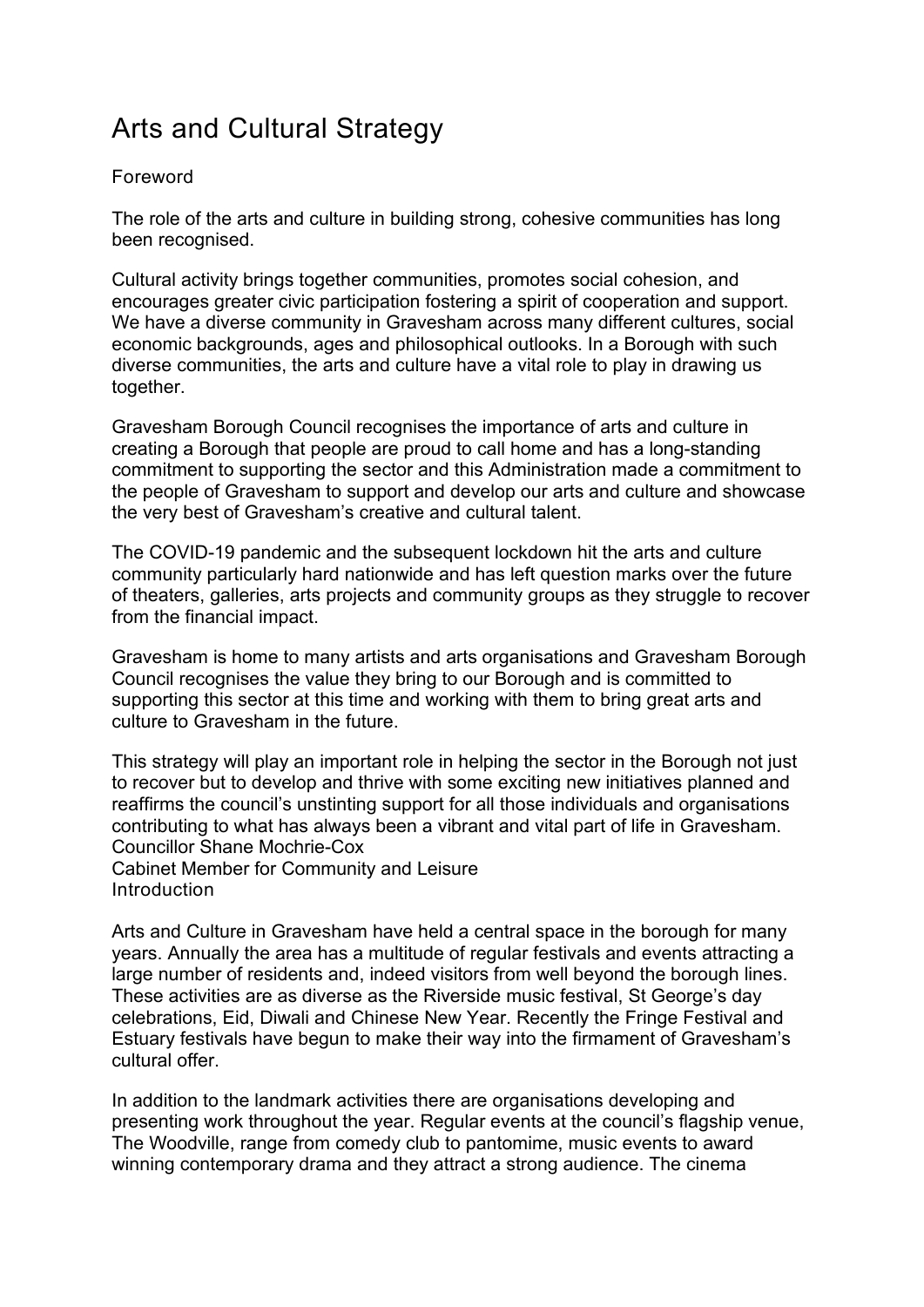# Arts and Cultural Strategy

## Foreword

The role of the arts and culture in building strong, cohesive communities has long been recognised.

Cultural activity brings together communities, promotes social cohesion, and encourages greater civic participation fostering a spirit of cooperation and support. We have a diverse community in Gravesham across many different cultures, social economic backgrounds, ages and philosophical outlooks. In a Borough with such diverse communities, the arts and culture have a vital role to play in drawing us together.

Gravesham Borough Council recognises the importance of arts and culture in creating a Borough that people are proud to call home and has a long-standing commitment to supporting the sector and this Administration made a commitment to the people of Gravesham to support and develop our arts and culture and showcase the very best of Gravesham's creative and cultural talent.

The COVID-19 pandemic and the subsequent lockdown hit the arts and culture community particularly hard nationwide and has left question marks over the future of theaters, galleries, arts projects and community groups as they struggle to recover from the financial impact.

Gravesham is home to many artists and arts organisations and Gravesham Borough Council recognises the value they bring to our Borough and is committed to supporting this sector at this time and working with them to bring great arts and culture to Gravesham in the future.

This strategy will play an important role in helping the sector in the Borough not just to recover but to develop and thrive with some exciting new initiatives planned and reaffirms the council's unstinting support for all those individuals and organisations contributing to what has always been a vibrant and vital part of life in Gravesham.

Councillor Shane Mochrie-Cox
Cabinet Member for Community and Leisure

## Introduction

Arts and Culture in Gravesham have held a central space in the borough for many years. Annually the area has a multitude of regular festivals and events attracting a large number of residents and, indeed visitors from well beyond the borough lines. These activities are as diverse as the Riverside music festival, St George's day celebrations, Eid, Diwali and Chinese New Year. Recently the Fringe Festival and Estuary festivals have begun to make their way into the firmament of Gravesham's cultural offer.

In addition to the landmark activities there are organisations developing and presenting work throughout the year. Regular events at the council's flagship venue, The Woodville, range from comedy club to pantomime, music events to award winning contemporary drama and they attract a strong audience. The cinema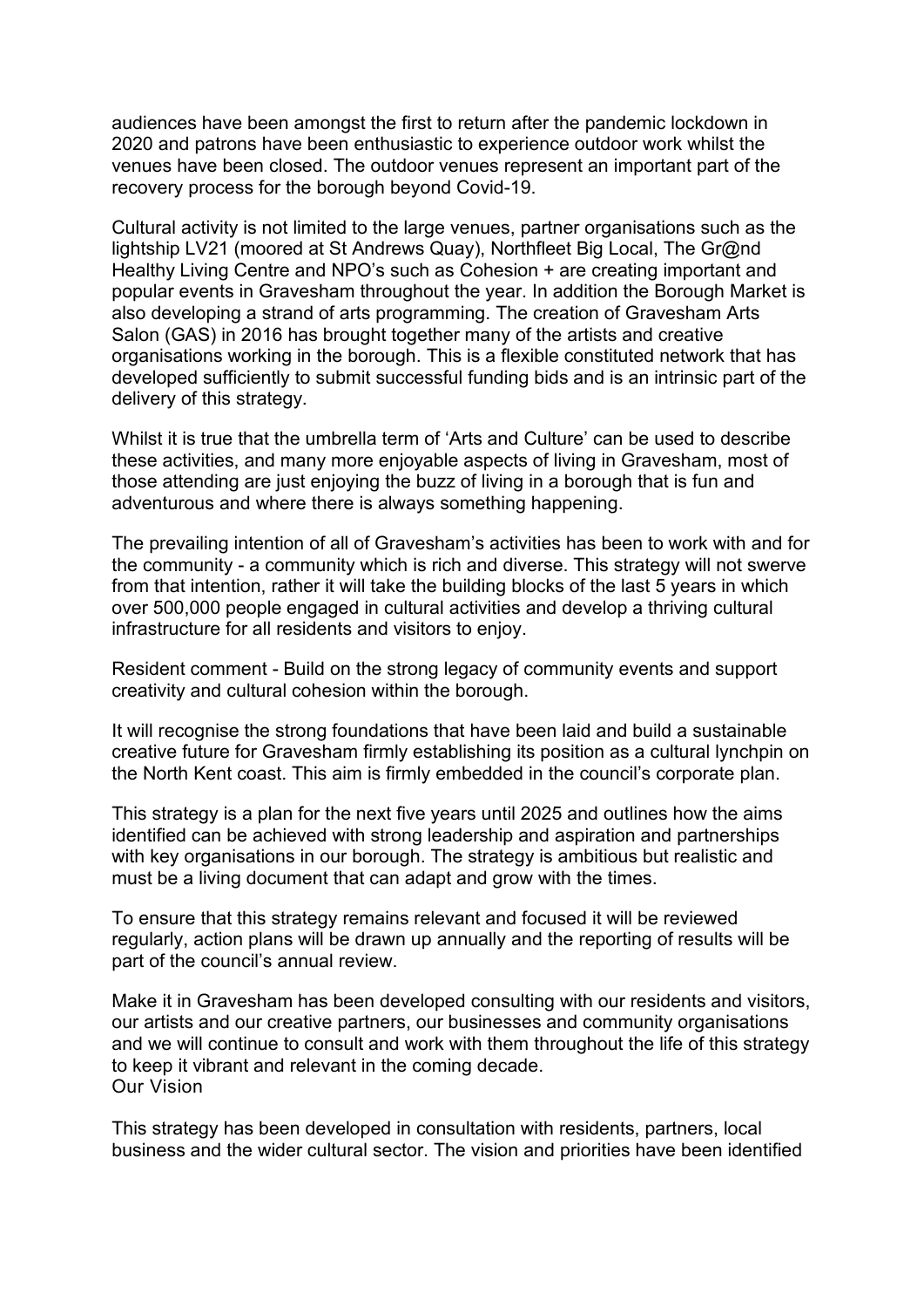audiences have been amongst the first to return after the pandemic lockdown in 2020 and patrons have been enthusiastic to experience outdoor work whilst the venues have been closed. The outdoor venues represent an important part of the recovery process for the borough beyond Covid-19.

Cultural activity is not limited to the large venues, partner organisations such as the lightship LV21 (moored at St Andrews Quay), Northfleet Big Local, The Gr@nd Healthy Living Centre and NPO's such as Cohesion + are creating important and popular events in Gravesham throughout the year. In addition the Borough Market is also developing a strand of arts programming. The creation of Gravesham Arts Salon (GAS) in 2016 has brought together many of the artists and creative organisations working in the borough. This is a flexible constituted network that has developed sufficiently to submit successful funding bids and is an intrinsic part of the delivery of this strategy.

Whilst it is true that the umbrella term of 'Arts and Culture' can be used to describe these activities, and many more enjoyable aspects of living in Gravesham, most of those attending are just enjoying the buzz of living in a borough that is fun and adventurous and where there is always something happening.

The prevailing intention of all of Gravesham's activities has been to work with and for the community - a community which is rich and diverse. This strategy will not swerve from that intention, rather it will take the building blocks of the last 5 years in which over 500,000 people engaged in cultural activities and develop a thriving cultural infrastructure for all residents and visitors to enjoy.

Resident comment - Build on the strong legacy of community events and support creativity and cultural cohesion within the borough.

It will recognise the strong foundations that have been laid and build a sustainable creative future for Gravesham firmly establishing its position as a cultural lynchpin on the North Kent coast. This aim is firmly embedded in the council's corporate plan.

This strategy is a plan for the next five years until 2025 and outlines how the aims identified can be achieved with strong leadership and aspiration and partnerships with key organisations in our borough. The strategy is ambitious but realistic and must be a living document that can adapt and grow with the times.

To ensure that this strategy remains relevant and focused it will be reviewed regularly, action plans will be drawn up annually and the reporting of results will be part of the council's annual review.

Make it in Gravesham has been developed consulting with our residents and visitors, our artists and our creative partners, our businesses and community organisations and we will continue to consult and work with them throughout the life of this strategy to keep it vibrant and relevant in the coming decade.

## Our Vision

This strategy has been developed in consultation with residents, partners, local business and the wider cultural sector. The vision and priorities have been identified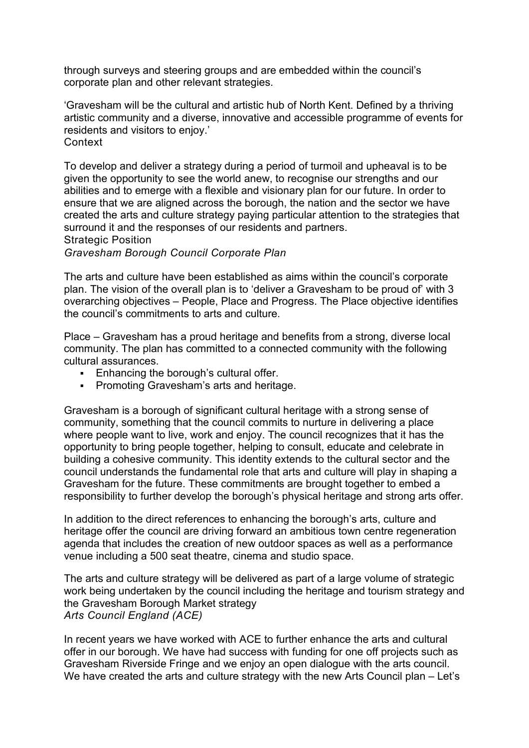through surveys and steering groups and are embedded within the council's corporate plan and other relevant strategies.

'Gravesham will be the cultural and artistic hub of North Kent. Defined by a thriving artistic community and a diverse, innovative and accessible programme of events for residents and visitors to enjoy.'

## Context

To develop and deliver a strategy during a period of turmoil and upheaval is to be given the opportunity to see the world anew, to recognise our strengths and our abilities and to emerge with a flexible and visionary plan for our future. In order to ensure that we are aligned across the borough, the nation and the sector we have created the arts and culture strategy paying particular attention to the strategies that surround it and the responses of our residents and partners.

## Strategic Position

### *Gravesham Borough Council Corporate Plan*

The arts and culture have been established as aims within the council's corporate plan. The vision of the overall plan is to 'deliver a Gravesham to be proud of' with 3 overarching objectives – People, Place and Progress. The Place objective identifies the council's commitments to arts and culture.

Place – Gravesham has a proud heritage and benefits from a strong, diverse local community. The plan has committed to a connected community with the following cultural assurances.

- Enhancing the borough's cultural offer.
- Promoting Gravesham's arts and heritage.

Gravesham is a borough of significant cultural heritage with a strong sense of community, something that the council commits to nurture in delivering a place where people want to live, work and enjoy. The council recognizes that it has the opportunity to bring people together, helping to consult, educate and celebrate in building a cohesive community. This identity extends to the cultural sector and the council understands the fundamental role that arts and culture will play in shaping a Gravesham for the future. These commitments are brought together to embed a responsibility to further develop the borough's physical heritage and strong arts offer.

In addition to the direct references to enhancing the borough's arts, culture and heritage offer the council are driving forward an ambitious town centre regeneration agenda that includes the creation of new outdoor spaces as well as a performance venue including a 500 seat theatre, cinema and studio space.

The arts and culture strategy will be delivered as part of a large volume of strategic work being undertaken by the council including the heritage and tourism strategy and the Gravesham Borough Market strategy

### *Arts Council England (ACE)*

In recent years we have worked with ACE to further enhance the arts and cultural offer in our borough. We have had success with funding for one off projects such as Gravesham Riverside Fringe and we enjoy an open dialogue with the arts council. We have created the arts and culture strategy with the new Arts Council plan – Let's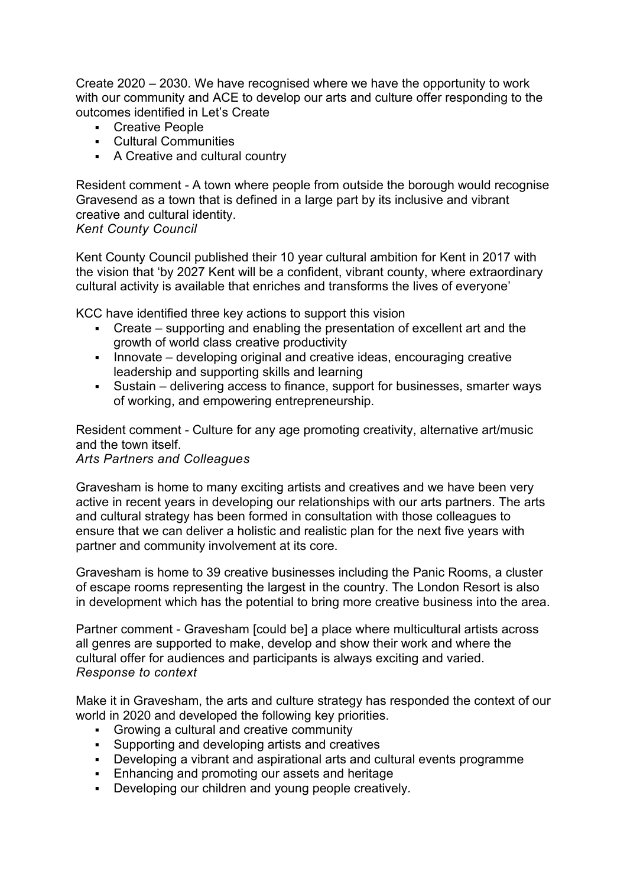Create 2020 – 2030. We have recognised where we have the opportunity to work with our community and ACE to develop our arts and culture offer responding to the outcomes identified in Let's Create

- Creative People
- Cultural Communities
- A Creative and cultural country

Resident comment - A town where people from outside the borough would recognise Gravesend as a town that is defined in a large part by its inclusive and vibrant creative and cultural identity.

*Kent County Council*

Kent County Council published their 10 year cultural ambition for Kent in 2017 with the vision that 'by 2027 Kent will be a confident, vibrant county, where extraordinary cultural activity is available that enriches and transforms the lives of everyone'

KCC have identified three key actions to support this vision

- Create – supporting and enabling the presentation of excellent art and the growth of world class creative productivity
- Innovate – developing original and creative ideas, encouraging creative leadership and supporting skills and learning
- Sustain – delivering access to finance, support for businesses, smarter ways of working, and empowering entrepreneurship.

Resident comment - Culture for any age promoting creativity, alternative art/music and the town itself.

*Arts Partners and Colleagues*

Gravesham is home to many exciting artists and creatives and we have been very active in recent years in developing our relationships with our arts partners. The arts and cultural strategy has been formed in consultation with those colleagues to ensure that we can deliver a holistic and realistic plan for the next five years with partner and community involvement at its core.

Gravesham is home to 39 creative businesses including the Panic Rooms, a cluster of escape rooms representing the largest in the country. The London Resort is also in development which has the potential to bring more creative business into the area.

Partner comment - Gravesham [could be] a place where multicultural artists across all genres are supported to make, develop and show their work and where the cultural offer for audiences and participants is always exciting and varied.

*Response to context*

Make it in Gravesham, the arts and culture strategy has responded the context of our world in 2020 and developed the following key priorities.

- Growing a cultural and creative community
- Supporting and developing artists and creatives
- Developing a vibrant and aspirational arts and cultural events programme
- Enhancing and promoting our assets and heritage
- Developing our children and young people creatively.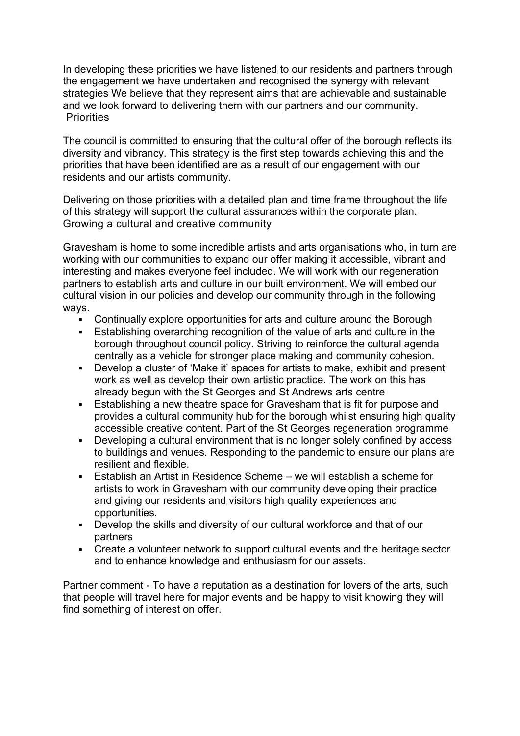In developing these priorities we have listened to our residents and partners through the engagement we have undertaken and recognised the synergy with relevant strategies We believe that they represent aims that are achievable and sustainable and we look forward to delivering them with our partners and our community.

## Priorities

The council is committed to ensuring that the cultural offer of the borough reflects its diversity and vibrancy. This strategy is the first step towards achieving this and the priorities that have been identified are as a result of our engagement with our residents and our artists community.

Delivering on those priorities with a detailed plan and time frame throughout the life of this strategy will support the cultural assurances within the corporate plan.

### Growing a cultural and creative community

Gravesham is home to some incredible artists and arts organisations who, in turn are working with our communities to expand our offer making it accessible, vibrant and interesting and makes everyone feel included. We will work with our regeneration partners to establish arts and culture in our built environment. We will embed our cultural vision in our policies and develop our community through in the following ways.

- Continually explore opportunities for arts and culture around the Borough
- Establishing overarching recognition of the value of arts and culture in the borough throughout council policy. Striving to reinforce the cultural agenda centrally as a vehicle for stronger place making and community cohesion.
- Develop a cluster of 'Make it' spaces for artists to make, exhibit and present work as well as develop their own artistic practice. The work on this has already begun with the St Georges and St Andrews arts centre
- Establishing a new theatre space for Gravesham that is fit for purpose and provides a cultural community hub for the borough whilst ensuring high quality accessible creative content. Part of the St Georges regeneration programme
- Developing a cultural environment that is no longer solely confined by access to buildings and venues. Responding to the pandemic to ensure our plans are resilient and flexible.
- Establish an Artist in Residence Scheme – we will establish a scheme for artists to work in Gravesham with our community developing their practice and giving our residents and visitors high quality experiences and opportunities.
- Develop the skills and diversity of our cultural workforce and that of our partners
- Create a volunteer network to support cultural events and the heritage sector and to enhance knowledge and enthusiasm for our assets.

Partner comment - To have a reputation as a destination for lovers of the arts, such that people will travel here for major events and be happy to visit knowing they will find something of interest on offer.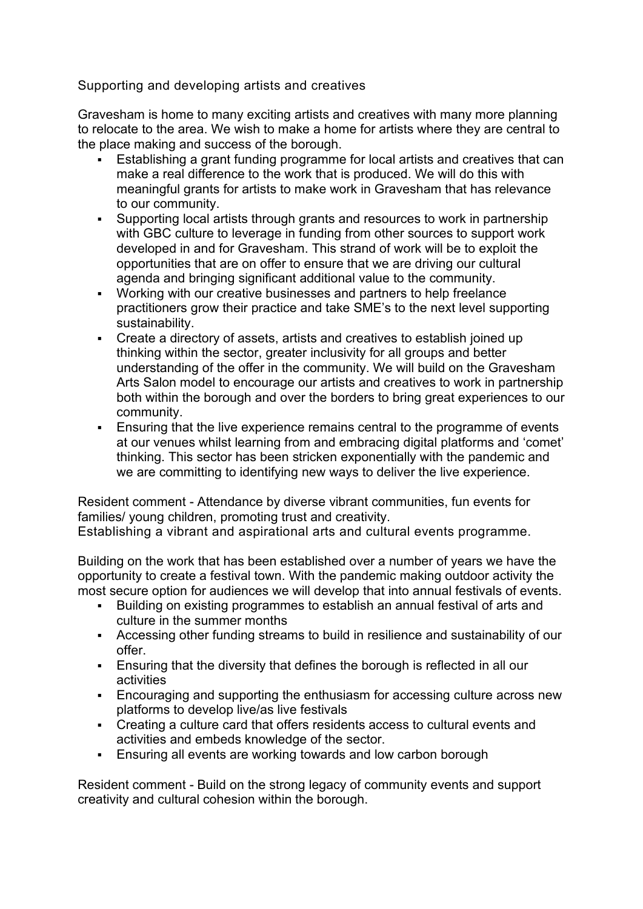## Supporting and developing artists and creatives

Gravesham is home to many exciting artists and creatives with many more planning to relocate to the area. We wish to make a home for artists where they are central to the place making and success of the borough.

- Establishing a grant funding programme for local artists and creatives that can make a real difference to the work that is produced. We will do this with meaningful grants for artists to make work in Gravesham that has relevance to our community.
- Supporting local artists through grants and resources to work in partnership with GBC culture to leverage in funding from other sources to support work developed in and for Gravesham. This strand of work will be to exploit the opportunities that are on offer to ensure that we are driving our cultural agenda and bringing significant additional value to the community.
- Working with our creative businesses and partners to help freelance practitioners grow their practice and take SME's to the next level supporting sustainability.
- Create a directory of assets, artists and creatives to establish joined up thinking within the sector, greater inclusivity for all groups and better understanding of the offer in the community. We will build on the Gravesham Arts Salon model to encourage our artists and creatives to work in partnership both within the borough and over the borders to bring great experiences to our community.
- Ensuring that the live experience remains central to the programme of events at our venues whilst learning from and embracing digital platforms and 'comet' thinking. This sector has been stricken exponentially with the pandemic and we are committing to identifying new ways to deliver the live experience.

Resident comment - Attendance by diverse vibrant communities, fun events for families/ young children, promoting trust and creativity.

## Establishing a vibrant and aspirational arts and cultural events programme.

Building on the work that has been established over a number of years we have the opportunity to create a festival town. With the pandemic making outdoor activity the most secure option for audiences we will develop that into annual festivals of events.

- Building on existing programmes to establish an annual festival of arts and culture in the summer months
- Accessing other funding streams to build in resilience and sustainability of our offer.
- Ensuring that the diversity that defines the borough is reflected in all our activities
- Encouraging and supporting the enthusiasm for accessing culture across new platforms to develop live/as live festivals
- Creating a culture card that offers residents access to cultural events and activities and embeds knowledge of the sector.
- Ensuring all events are working towards and low carbon borough

Resident comment - Build on the strong legacy of community events and support creativity and cultural cohesion within the borough.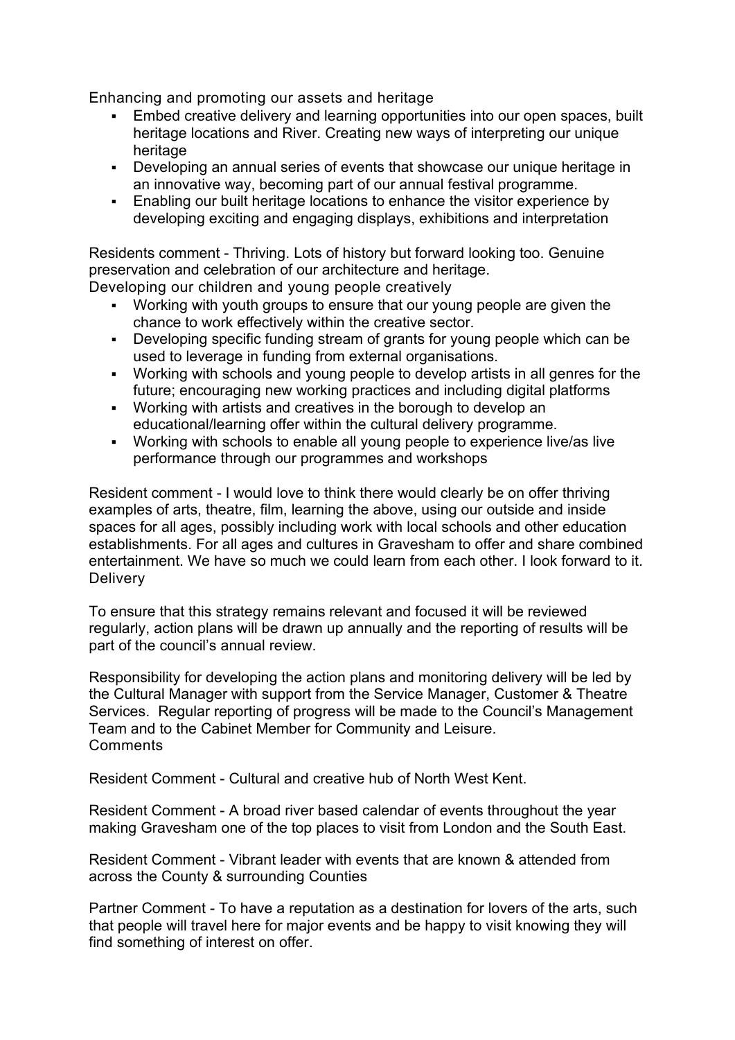## Enhancing and promoting our assets and heritage

- Embed creative delivery and learning opportunities into our open spaces, built heritage locations and River. Creating new ways of interpreting our unique heritage
- Developing an annual series of events that showcase our unique heritage in an innovative way, becoming part of our annual festival programme.
- Enabling our built heritage locations to enhance the visitor experience by developing exciting and engaging displays, exhibitions and interpretation

Residents comment - Thriving. Lots of history but forward looking too. Genuine preservation and celebration of our architecture and heritage.

## Developing our children and young people creatively

- Working with youth groups to ensure that our young people are given the chance to work effectively within the creative sector.
- Developing specific funding stream of grants for young people which can be used to leverage in funding from external organisations.
- Working with schools and young people to develop artists in all genres for the future; encouraging new working practices and including digital platforms
- Working with artists and creatives in the borough to develop an educational/learning offer within the cultural delivery programme.
- Working with schools to enable all young people to experience live/as live performance through our programmes and workshops

Resident comment - I would love to think there would clearly be on offer thriving examples of arts, theatre, film, learning the above, using our outside and inside spaces for all ages, possibly including work with local schools and other education establishments. For all ages and cultures in Gravesham to offer and share combined entertainment. We have so much we could learn from each other. I look forward to it.

## Delivery

To ensure that this strategy remains relevant and focused it will be reviewed regularly, action plans will be drawn up annually and the reporting of results will be part of the council's annual review.

Responsibility for developing the action plans and monitoring delivery will be led by the Cultural Manager with support from the Service Manager, Customer & Theatre Services. Regular reporting of progress will be made to the Council's Management Team and to the Cabinet Member for Community and Leisure.

## Comments

Resident Comment - Cultural and creative hub of North West Kent.

Resident Comment - A broad river based calendar of events throughout the year making Gravesham one of the top places to visit from London and the South East.

Resident Comment - Vibrant leader with events that are known & attended from across the County & surrounding Counties

Partner Comment - To have a reputation as a destination for lovers of the arts, such that people will travel here for major events and be happy to visit knowing they will find something of interest on offer.